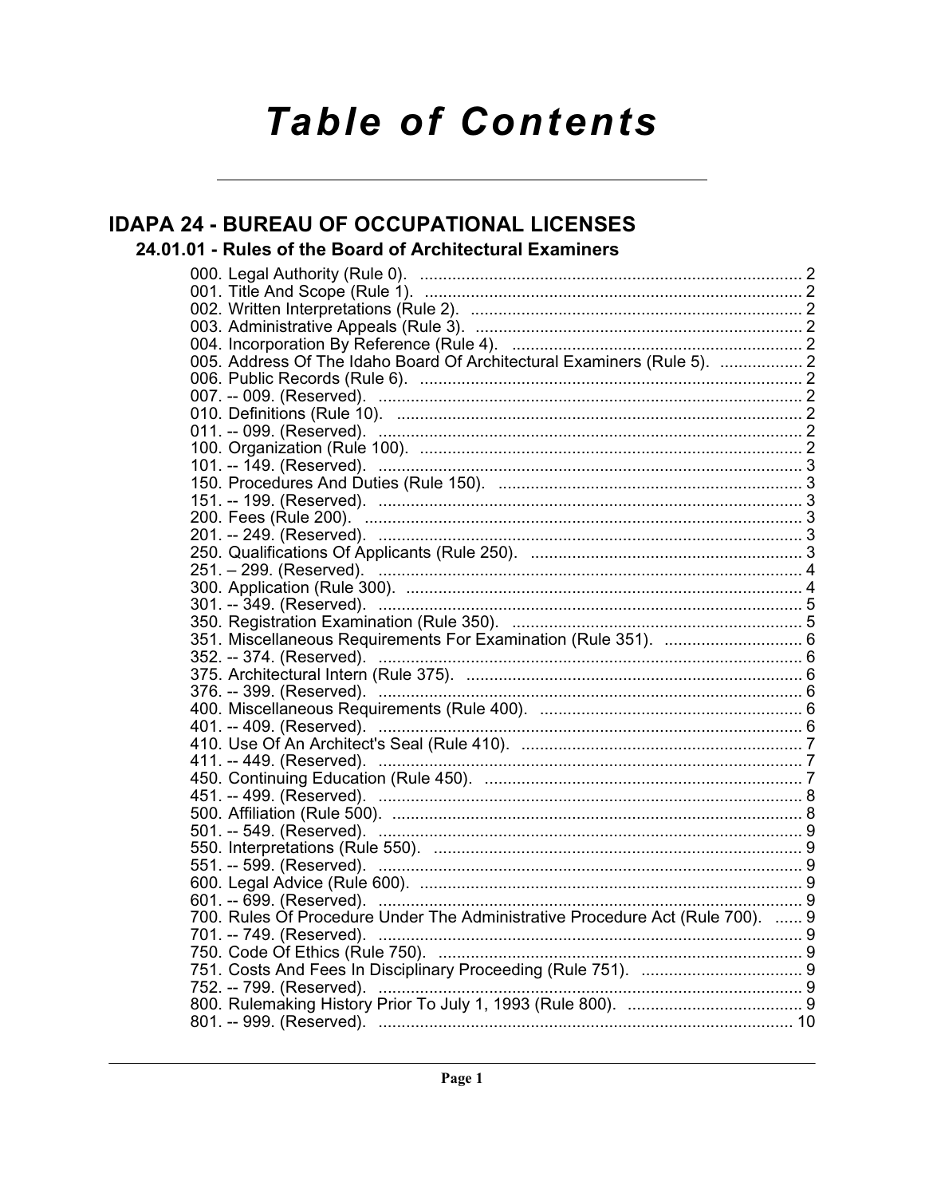# Table of Contents

## IDAPA 24 - BUREAU OF OCCUPATIONAL LICENSES

### 24.01.01 - Rules of the Board of Architectural Examiners

000. Legal Authority (Rule 0). .......... 2
001. Title And Scope (Rule 1). .......... 2
002. Written Interpretations (Rule 2). .......... 2
003. Administrative Appeals (Rule 3). .......... 2
004. Incorporation By Reference (Rule 4). .......... 2
005. Address Of The Idaho Board Of Architectural Examiners (Rule 5). .......... 2
006. Public Records (Rule 6). .......... 2
007. -- 009. (Reserved). .......... 2
010. Definitions (Rule 10). .......... 2
011. -- 099. (Reserved). .......... 2
100. Organization (Rule 100). .......... 2
101. -- 149. (Reserved). .......... 3
150. Procedures And Duties (Rule 150). .......... 3
151. -- 199. (Reserved). .......... 3
200. Fees (Rule 200). .......... 3
201. -- 249. (Reserved). .......... 3
250. Qualifications Of Applicants (Rule 250). .......... 3
251. – 299. (Reserved). .......... 4
300. Application (Rule 300). .......... 4
301. -- 349. (Reserved). .......... 5
350. Registration Examination (Rule 350). .......... 5
351. Miscellaneous Requirements For Examination (Rule 351). .......... 6
352. -- 374. (Reserved). .......... 6
375. Architectural Intern (Rule 375). .......... 6
376. -- 399. (Reserved). .......... 6
400. Miscellaneous Requirements (Rule 400). .......... 6
401. -- 409. (Reserved). .......... 6
410. Use Of An Architect's Seal (Rule 410). .......... 7
411. -- 449. (Reserved). .......... 7
450. Continuing Education (Rule 450). .......... 7
451. -- 499. (Reserved). .......... 8
500. Affiliation (Rule 500). .......... 8
501. -- 549. (Reserved). .......... 9
550. Interpretations (Rule 550). .......... 9
551. -- 599. (Reserved). .......... 9
600. Legal Advice (Rule 600). .......... 9
601. -- 699. (Reserved). .......... 9
700. Rules Of Procedure Under The Administrative Procedure Act (Rule 700). .......... 9
701. -- 749. (Reserved). .......... 9
750. Code Of Ethics (Rule 750). .......... 9
751. Costs And Fees In Disciplinary Proceeding (Rule 751). .......... 9
752. -- 799. (Reserved). .......... 9
800. Rulemaking History Prior To July 1, 1993 (Rule 800). .......... 9
801. -- 999. (Reserved). .......... 10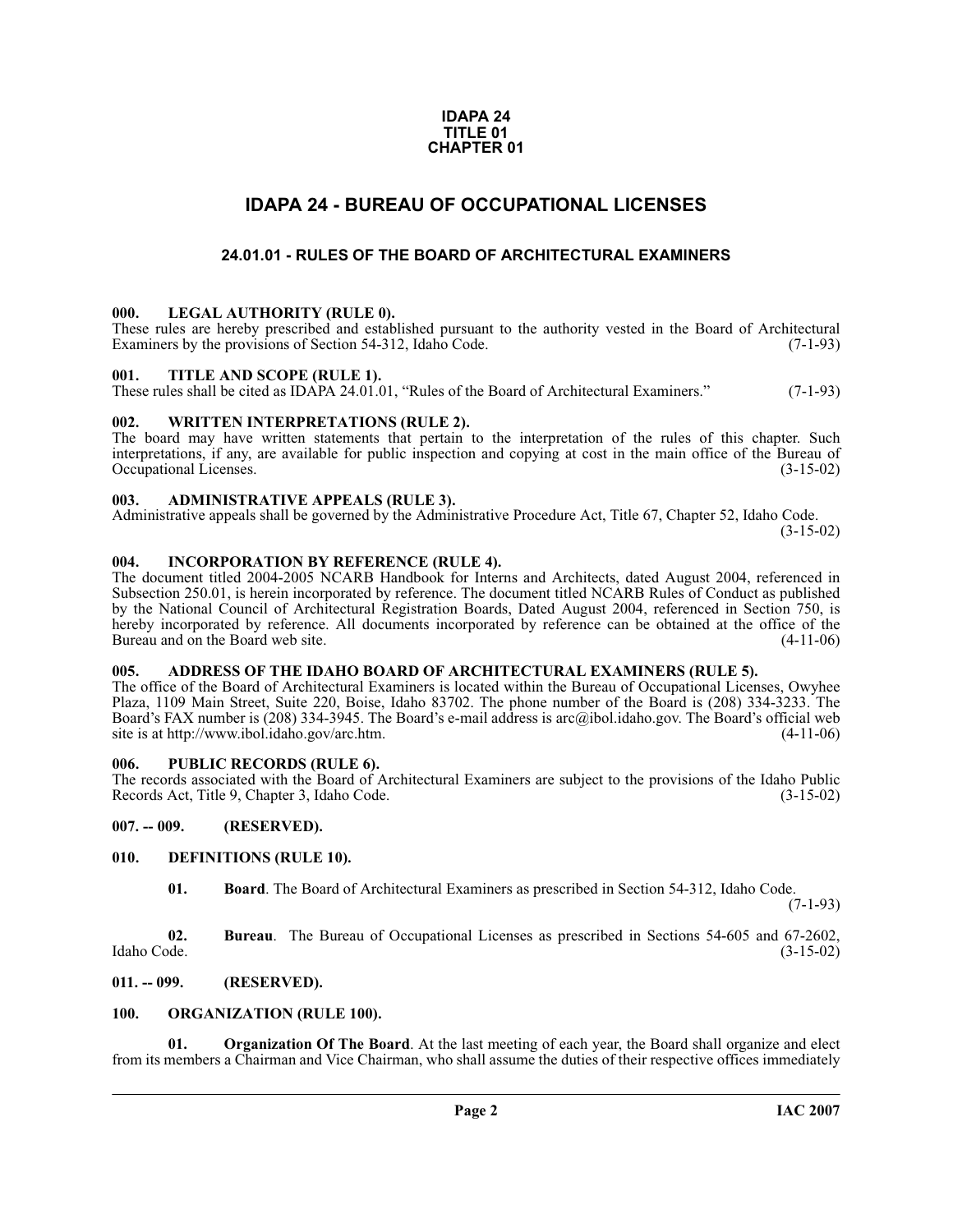**IDAPA 24**
**TITLE 01**
**CHAPTER 01**

# IDAPA 24 - BUREAU OF OCCUPATIONAL LICENSES

## 24.01.01 - RULES OF THE BOARD OF ARCHITECTURAL EXAMINERS

### 000. LEGAL AUTHORITY (RULE 0).

These rules are hereby prescribed and established pursuant to the authority vested in the Board of Architectural Examiners by the provisions of Section 54-312, Idaho Code. (7-1-93)

### 001. TITLE AND SCOPE (RULE 1).

These rules shall be cited as IDAPA 24.01.01, "Rules of the Board of Architectural Examiners." (7-1-93)

### 002. WRITTEN INTERPRETATIONS (RULE 2).

The board may have written statements that pertain to the interpretation of the rules of this chapter. Such interpretations, if any, are available for public inspection and copying at cost in the main office of the Bureau of Occupational Licenses. (3-15-02)

### 003. ADMINISTRATIVE APPEALS (RULE 3).

Administrative appeals shall be governed by the Administrative Procedure Act, Title 67, Chapter 52, Idaho Code. (3-15-02)

### 004. INCORPORATION BY REFERENCE (RULE 4).

The document titled 2004-2005 NCARB Handbook for Interns and Architects, dated August 2004, referenced in Subsection 250.01, is herein incorporated by reference. The document titled NCARB Rules of Conduct as published by the National Council of Architectural Registration Boards, Dated August 2004, referenced in Section 750, is hereby incorporated by reference. All documents incorporated by reference can be obtained at the office of the Bureau and on the Board web site. (4-11-06)

### 005. ADDRESS OF THE IDAHO BOARD OF ARCHITECTURAL EXAMINERS (RULE 5).

The office of the Board of Architectural Examiners is located within the Bureau of Occupational Licenses, Owyhee Plaza, 1109 Main Street, Suite 220, Boise, Idaho 83702. The phone number of the Board is (208) 334-3233. The Board's FAX number is (208) 334-3945. The Board's e-mail address is arc@ibol.idaho.gov. The Board's official web site is at http://www.ibol.idaho.gov/arc.htm. (4-11-06)

### 006. PUBLIC RECORDS (RULE 6).

The records associated with the Board of Architectural Examiners are subject to the provisions of the Idaho Public Records Act, Title 9, Chapter 3, Idaho Code. (3-15-02)

### 007. -- 009. (RESERVED).

### 010. DEFINITIONS (RULE 10).

**01. Board**. The Board of Architectural Examiners as prescribed in Section 54-312, Idaho Code. (7-1-93)

**02. Bureau**. The Bureau of Occupational Licenses as prescribed in Sections 54-605 and 67-2602, Idaho Code. (3-15-02)

### 011. -- 099. (RESERVED).

### 100. ORGANIZATION (RULE 100).

**01. Organization Of The Board**. At the last meeting of each year, the Board shall organize and elect from its members a Chairman and Vice Chairman, who shall assume the duties of their respective offices immediately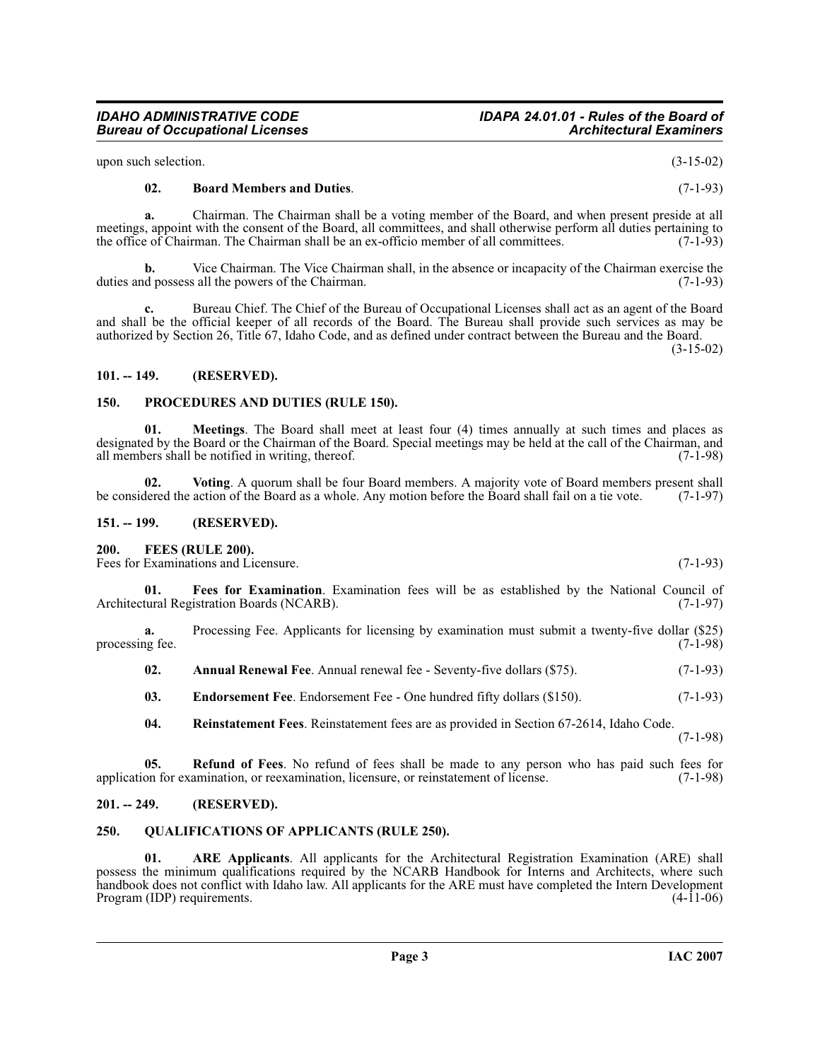upon such selection. (3-15-02)

**02. Board Members and Duties**. (7-1-93)

**a.** Chairman. The Chairman shall be a voting member of the Board, and when present preside at all meetings, appoint with the consent of the Board, all committees, and shall otherwise perform all duties pertaining to the office of Chairman. The Chairman shall be an ex-officio member of all committees. (7-1-93)

**b.** Vice Chairman. The Vice Chairman shall, in the absence or incapacity of the Chairman exercise the duties and possess all the powers of the Chairman. (7-1-93)

**c.** Bureau Chief. The Chief of the Bureau of Occupational Licenses shall act as an agent of the Board and shall be the official keeper of all records of the Board. The Bureau shall provide such services as may be authorized by Section 26, Title 67, Idaho Code, and as defined under contract between the Bureau and the Board. (3-15-02)

## 101. -- 149. (RESERVED).

## 150. PROCEDURES AND DUTIES (RULE 150).

**01. Meetings**. The Board shall meet at least four (4) times annually at such times and places as designated by the Board or the Chairman of the Board. Special meetings may be held at the call of the Chairman, and all members shall be notified in writing, thereof. (7-1-98)

**02. Voting**. A quorum shall be four Board members. A majority vote of Board members present shall be considered the action of the Board as a whole. Any motion before the Board shall fail on a tie vote. (7-1-97)

## 151. -- 199. (RESERVED).

## 200. FEES (RULE 200).

Fees for Examinations and Licensure. (7-1-93)

**01. Fees for Examination**. Examination fees will be as established by the National Council of Architectural Registration Boards (NCARB). (7-1-97)

**a.** Processing Fee. Applicants for licensing by examination must submit a twenty-five dollar ($25) processing fee. (7-1-98)

**02. Annual Renewal Fee**. Annual renewal fee - Seventy-five dollars ($75). (7-1-93)

**03. Endorsement Fee**. Endorsement Fee - One hundred fifty dollars ($150). (7-1-93)

**04. Reinstatement Fees**. Reinstatement fees are as provided in Section 67-2614, Idaho Code. (7-1-98)

**05. Refund of Fees**. No refund of fees shall be made to any person who has paid such fees for application for examination, or reexamination, licensure, or reinstatement of license. (7-1-98)

## 201. -- 249. (RESERVED).

## 250. QUALIFICATIONS OF APPLICANTS (RULE 250).

**01. ARE Applicants**. All applicants for the Architectural Registration Examination (ARE) shall possess the minimum qualifications required by the NCARB Handbook for Interns and Architects, where such handbook does not conflict with Idaho law. All applicants for the ARE must have completed the Intern Development Program (IDP) requirements. (4-11-06)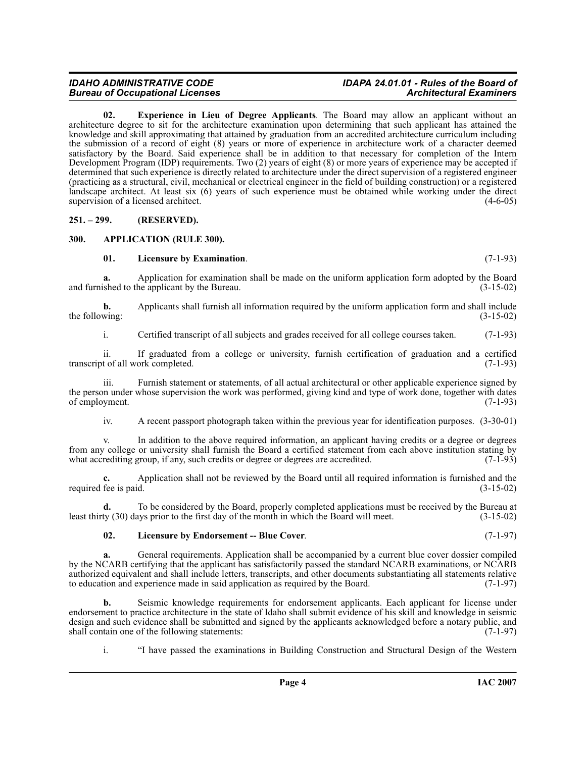**02. Experience in Lieu of Degree Applicants**. The Board may allow an applicant without an architecture degree to sit for the architecture examination upon determining that such applicant has attained the knowledge and skill approximating that attained by graduation from an accredited architecture curriculum including the submission of a record of eight (8) years or more of experience in architecture work of a character deemed satisfactory by the Board. Said experience shall be in addition to that necessary for completion of the Intern Development Program (IDP) requirements. Two (2) years of eight (8) or more years of experience may be accepted if determined that such experience is directly related to architecture under the direct supervision of a registered engineer (practicing as a structural, civil, mechanical or electrical engineer in the field of building construction) or a registered landscape architect. At least six (6) years of such experience must be obtained while working under the direct supervision of a licensed architect. (4-6-05)

## 251. – 299. (RESERVED).

## 300. APPLICATION (RULE 300).

**01. Licensure by Examination**. (7-1-93)

**a.** Application for examination shall be made on the uniform application form adopted by the Board and furnished to the applicant by the Bureau. (3-15-02)

**b.** Applicants shall furnish all information required by the uniform application form and shall include the following: (3-15-02)

i. Certified transcript of all subjects and grades received for all college courses taken. (7-1-93)

ii. If graduated from a college or university, furnish certification of graduation and a certified transcript of all work completed. (7-1-93)

iii. Furnish statement or statements, of all actual architectural or other applicable experience signed by the person under whose supervision the work was performed, giving kind and type of work done, together with dates of employment. (7-1-93)

iv. A recent passport photograph taken within the previous year for identification purposes. (3-30-01)

v. In addition to the above required information, an applicant having credits or a degree or degrees from any college or university shall furnish the Board a certified statement from each above institution stating by what accrediting group, if any, such credits or degree or degrees are accredited. (7-1-93)

**c.** Application shall not be reviewed by the Board until all required information is furnished and the required fee is paid. (3-15-02)

**d.** To be considered by the Board, properly completed applications must be received by the Bureau at least thirty (30) days prior to the first day of the month in which the Board will meet. (3-15-02)

**02. Licensure by Endorsement -- Blue Cover**. (7-1-97)

**a.** General requirements. Application shall be accompanied by a current blue cover dossier compiled by the NCARB certifying that the applicant has satisfactorily passed the standard NCARB examinations, or NCARB authorized equivalent and shall include letters, transcripts, and other documents substantiating all statements relative to education and experience made in said application as required by the Board. (7-1-97)

**b.** Seismic knowledge requirements for endorsement applicants. Each applicant for license under endorsement to practice architecture in the state of Idaho shall submit evidence of his skill and knowledge in seismic design and such evidence shall be submitted and signed by the applicants acknowledged before a notary public, and shall contain one of the following statements: (7-1-97)

i. "I have passed the examinations in Building Construction and Structural Design of the Western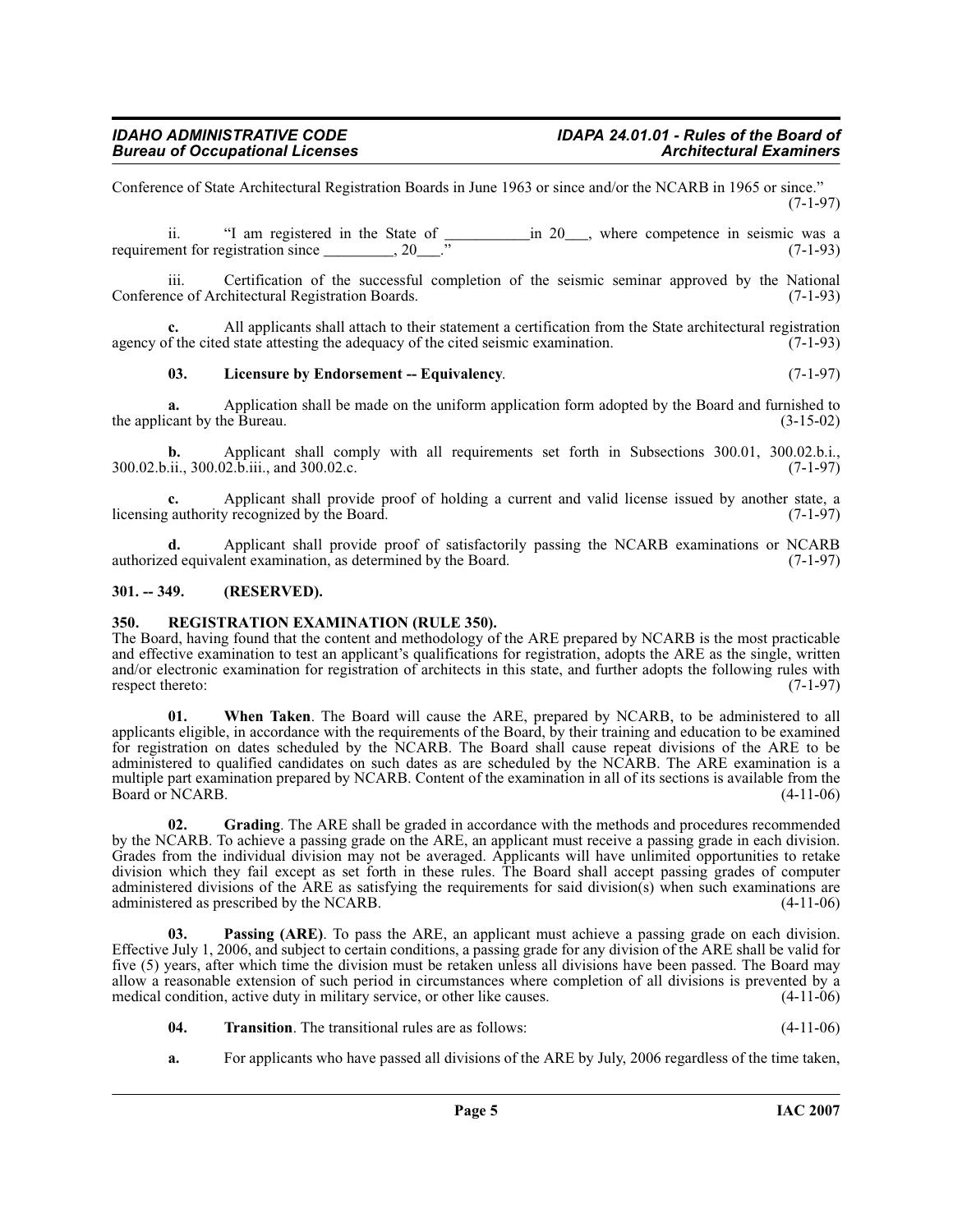Conference of State Architectural Registration Boards in June 1963 or since and/or the NCARB in 1965 or since." (7-1-97)

ii. "I am registered in the State of ___________in 20___, where competence in seismic was a requirement for registration since _________, 20___." (7-1-93)

iii. Certification of the successful completion of the seismic seminar approved by the National Conference of Architectural Registration Boards. (7-1-93)

**c.** All applicants shall attach to their statement a certification from the State architectural registration agency of the cited state attesting the adequacy of the cited seismic examination. (7-1-93)

**03. Licensure by Endorsement -- Equivalency**. (7-1-97)

**a.** Application shall be made on the uniform application form adopted by the Board and furnished to the applicant by the Bureau. (3-15-02)

**b.** Applicant shall comply with all requirements set forth in Subsections 300.01, 300.02.b.i., 300.02.b.ii., 300.02.b.iii., and 300.02.c. (7-1-97)

**c.** Applicant shall provide proof of holding a current and valid license issued by another state, a licensing authority recognized by the Board. (7-1-97)

**d.** Applicant shall provide proof of satisfactorily passing the NCARB examinations or NCARB authorized equivalent examination, as determined by the Board. (7-1-97)

## 301. -- 349. (RESERVED).

## 350. REGISTRATION EXAMINATION (RULE 350).

The Board, having found that the content and methodology of the ARE prepared by NCARB is the most practicable and effective examination to test an applicant's qualifications for registration, adopts the ARE as the single, written and/or electronic examination for registration of architects in this state, and further adopts the following rules with respect thereto: (7-1-97)

**01. When Taken**. The Board will cause the ARE, prepared by NCARB, to be administered to all applicants eligible, in accordance with the requirements of the Board, by their training and education to be examined for registration on dates scheduled by the NCARB. The Board shall cause repeat divisions of the ARE to be administered to qualified candidates on such dates as are scheduled by the NCARB. The ARE examination is a multiple part examination prepared by NCARB. Content of the examination in all of its sections is available from the Board or NCARB. (4-11-06)

**02. Grading**. The ARE shall be graded in accordance with the methods and procedures recommended by the NCARB. To achieve a passing grade on the ARE, an applicant must receive a passing grade in each division. Grades from the individual division may not be averaged. Applicants will have unlimited opportunities to retake division which they fail except as set forth in these rules. The Board shall accept passing grades of computer administered divisions of the ARE as satisfying the requirements for said division(s) when such examinations are administered as prescribed by the NCARB. (4-11-06)

**03. Passing (ARE)**. To pass the ARE, an applicant must achieve a passing grade on each division. Effective July 1, 2006, and subject to certain conditions, a passing grade for any division of the ARE shall be valid for five (5) years, after which time the division must be retaken unless all divisions have been passed. The Board may allow a reasonable extension of such period in circumstances where completion of all divisions is prevented by a medical condition, active duty in military service, or other like causes. (4-11-06)

**04. Transition**. The transitional rules are as follows: (4-11-06)

**a.** For applicants who have passed all divisions of the ARE by July, 2006 regardless of the time taken,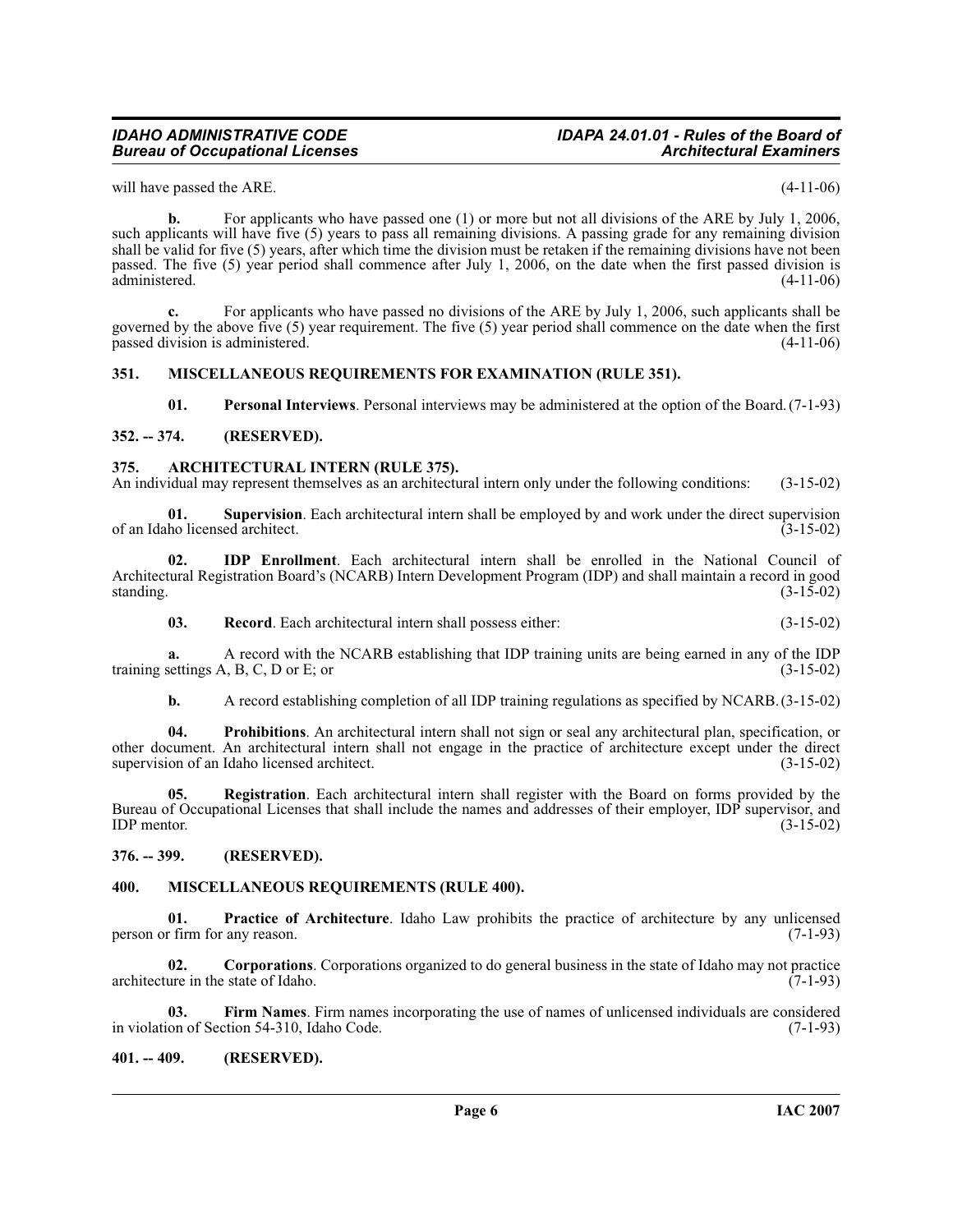will have passed the ARE. (4-11-06)

**b.** For applicants who have passed one (1) or more but not all divisions of the ARE by July 1, 2006, such applicants will have five (5) years to pass all remaining divisions. A passing grade for any remaining division shall be valid for five (5) years, after which time the division must be retaken if the remaining divisions have not been passed. The five (5) year period shall commence after July 1, 2006, on the date when the first passed division is administered. (4-11-06)

**c.** For applicants who have passed no divisions of the ARE by July 1, 2006, such applicants shall be governed by the above five (5) year requirement. The five (5) year period shall commence on the date when the first passed division is administered. (4-11-06)

## 351. MISCELLANEOUS REQUIREMENTS FOR EXAMINATION (RULE 351).

**01. Personal Interviews**. Personal interviews may be administered at the option of the Board. (7-1-93)

## 352. -- 374. (RESERVED).

## 375. ARCHITECTURAL INTERN (RULE 375).

An individual may represent themselves as an architectural intern only under the following conditions: (3-15-02)

**01. Supervision**. Each architectural intern shall be employed by and work under the direct supervision of an Idaho licensed architect. (3-15-02)

**02. IDP Enrollment**. Each architectural intern shall be enrolled in the National Council of Architectural Registration Board's (NCARB) Intern Development Program (IDP) and shall maintain a record in good standing. (3-15-02)

**03. Record**. Each architectural intern shall possess either: (3-15-02)

**a.** A record with the NCARB establishing that IDP training units are being earned in any of the IDP training settings A, B, C, D or E; or (3-15-02)

**b.** A record establishing completion of all IDP training regulations as specified by NCARB. (3-15-02)

**04. Prohibitions**. An architectural intern shall not sign or seal any architectural plan, specification, or other document. An architectural intern shall not engage in the practice of architecture except under the direct supervision of an Idaho licensed architect. (3-15-02)

**05. Registration**. Each architectural intern shall register with the Board on forms provided by the Bureau of Occupational Licenses that shall include the names and addresses of their employer, IDP supervisor, and IDP mentor. (3-15-02)

## 376. -- 399. (RESERVED).

## 400. MISCELLANEOUS REQUIREMENTS (RULE 400).

**01. Practice of Architecture**. Idaho Law prohibits the practice of architecture by any unlicensed person or firm for any reason. (7-1-93)

**02. Corporations**. Corporations organized to do general business in the state of Idaho may not practice architecture in the state of Idaho. (7-1-93)

**03. Firm Names**. Firm names incorporating the use of names of unlicensed individuals are considered in violation of Section 54-310, Idaho Code. (7-1-93)

## 401. -- 409. (RESERVED).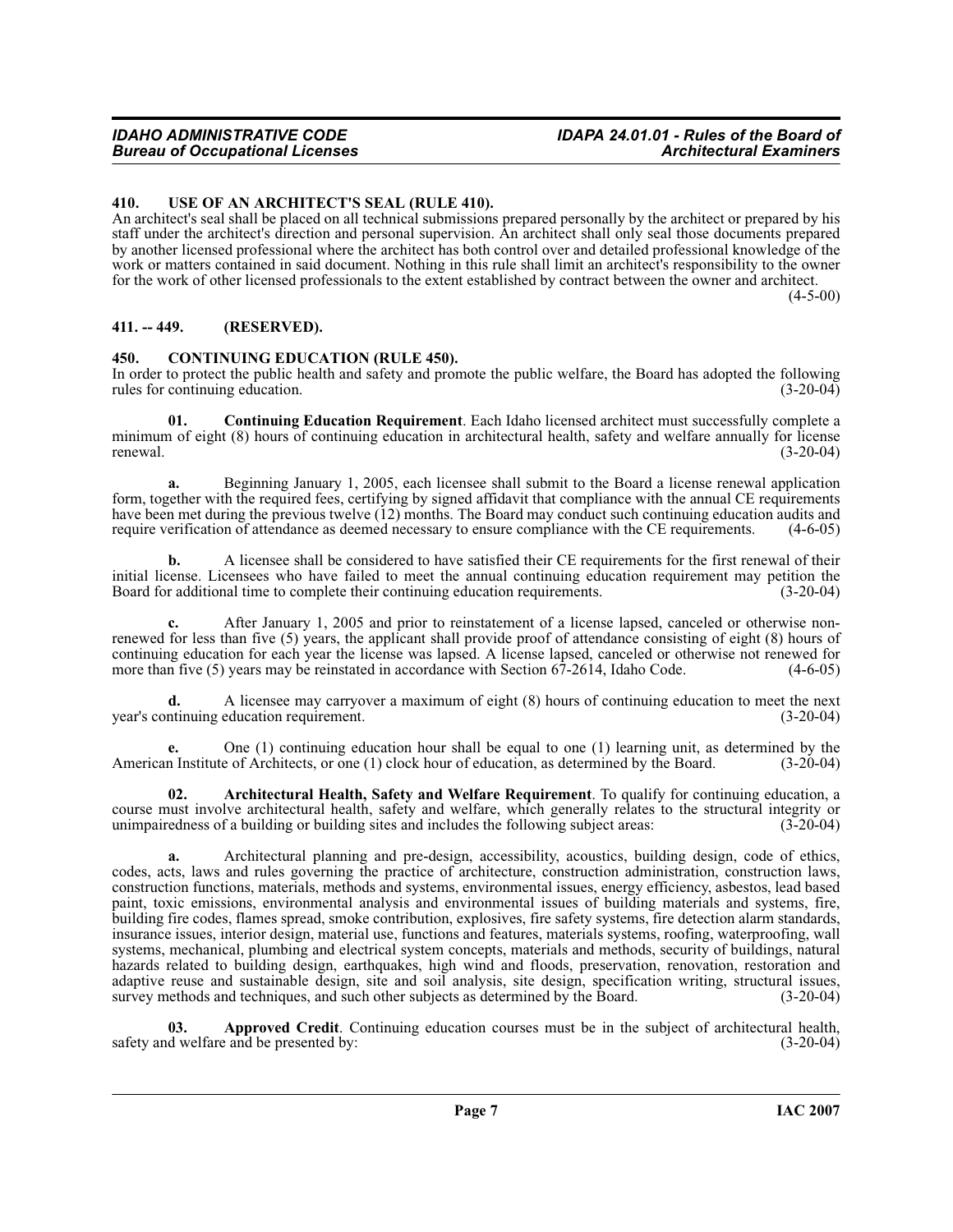## 410. USE OF AN ARCHITECT'S SEAL (RULE 410).

An architect's seal shall be placed on all technical submissions prepared personally by the architect or prepared by his staff under the architect's direction and personal supervision. An architect shall only seal those documents prepared by another licensed professional where the architect has both control over and detailed professional knowledge of the work or matters contained in said document. Nothing in this rule shall limit an architect's responsibility to the owner for the work of other licensed professionals to the extent established by contract between the owner and architect. (4-5-00)

## 411. -- 449. (RESERVED).

## 450. CONTINUING EDUCATION (RULE 450).

In order to protect the public health and safety and promote the public welfare, the Board has adopted the following rules for continuing education. (3-20-04)

**01. Continuing Education Requirement**. Each Idaho licensed architect must successfully complete a minimum of eight (8) hours of continuing education in architectural health, safety and welfare annually for license renewal. (3-20-04)

**a.** Beginning January 1, 2005, each licensee shall submit to the Board a license renewal application form, together with the required fees, certifying by signed affidavit that compliance with the annual CE requirements have been met during the previous twelve (12) months. The Board may conduct such continuing education audits and require verification of attendance as deemed necessary to ensure compliance with the CE requirements. (4-6-05)

**b.** A licensee shall be considered to have satisfied their CE requirements for the first renewal of their initial license. Licensees who have failed to meet the annual continuing education requirement may petition the Board for additional time to complete their continuing education requirements. (3-20-04)

**c.** After January 1, 2005 and prior to reinstatement of a license lapsed, canceled or otherwise non-renewed for less than five (5) years, the applicant shall provide proof of attendance consisting of eight (8) hours of continuing education for each year the license was lapsed. A license lapsed, canceled or otherwise not renewed for more than five (5) years may be reinstated in accordance with Section 67-2614, Idaho Code. (4-6-05)

**d.** A licensee may carryover a maximum of eight (8) hours of continuing education to meet the next year's continuing education requirement. (3-20-04)

**e.** One (1) continuing education hour shall be equal to one (1) learning unit, as determined by the American Institute of Architects, or one (1) clock hour of education, as determined by the Board. (3-20-04)

**02. Architectural Health, Safety and Welfare Requirement**. To qualify for continuing education, a course must involve architectural health, safety and welfare, which generally relates to the structural integrity or unimpairedness of a building or building sites and includes the following subject areas: (3-20-04)

**a.** Architectural planning and pre-design, accessibility, acoustics, building design, code of ethics, codes, acts, laws and rules governing the practice of architecture, construction administration, construction laws, construction functions, materials, methods and systems, environmental issues, energy efficiency, asbestos, lead based paint, toxic emissions, environmental analysis and environmental issues of building materials and systems, fire, building fire codes, flames spread, smoke contribution, explosives, fire safety systems, fire detection alarm standards, insurance issues, interior design, material use, functions and features, materials systems, roofing, waterproofing, wall systems, mechanical, plumbing and electrical system concepts, materials and methods, security of buildings, natural hazards related to building design, earthquakes, high wind and floods, preservation, renovation, restoration and adaptive reuse and sustainable design, site and soil analysis, site design, specification writing, structural issues, survey methods and techniques, and such other subjects as determined by the Board. (3-20-04)

**03. Approved Credit**. Continuing education courses must be in the subject of architectural health, safety and welfare and be presented by: (3-20-04)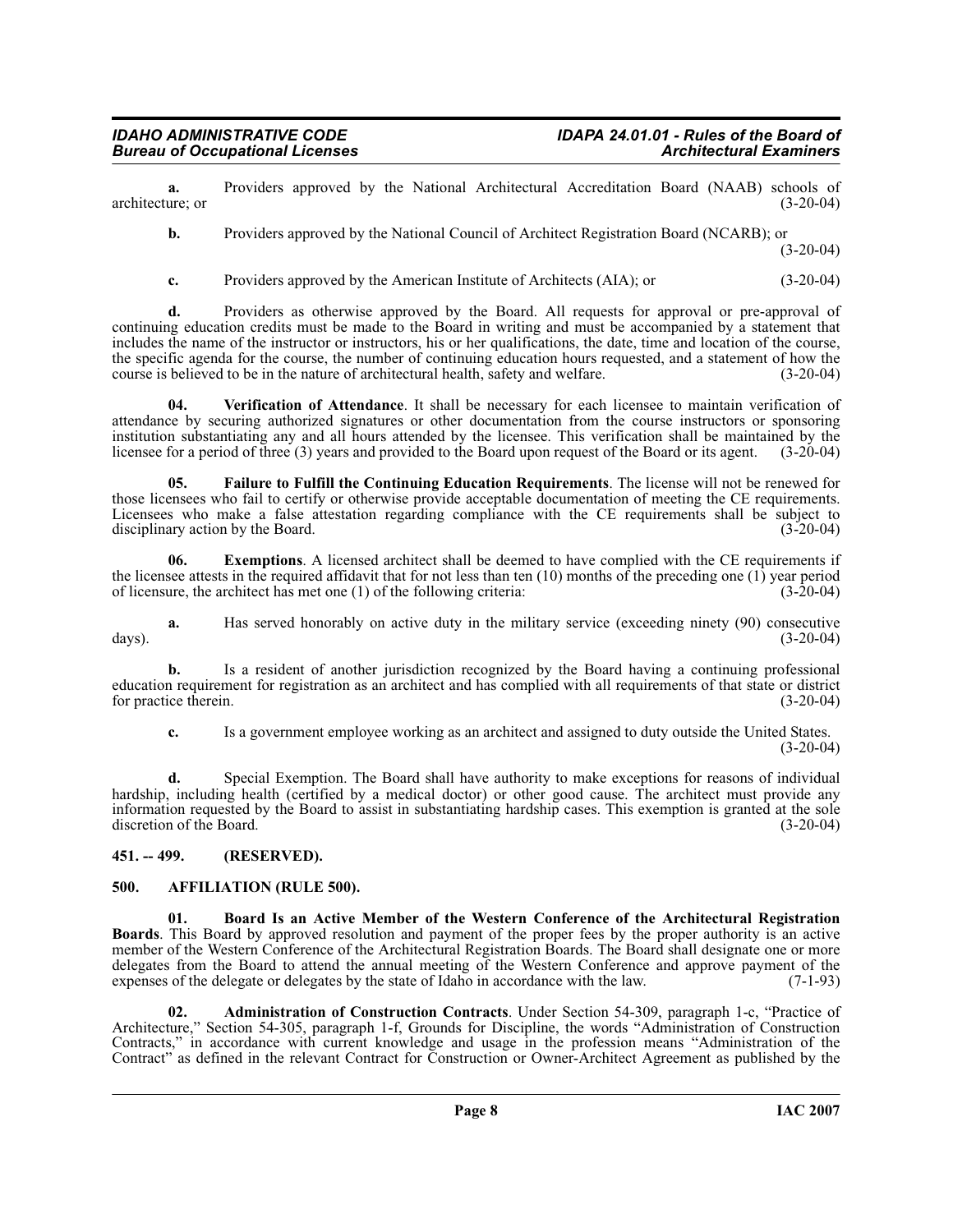**a.** Providers approved by the National Architectural Accreditation Board (NAAB) schools of architecture; or (3-20-04)

**b.** Providers approved by the National Council of Architect Registration Board (NCARB); or (3-20-04)

**c.** Providers approved by the American Institute of Architects (AIA); or (3-20-04)

**d.** Providers as otherwise approved by the Board. All requests for approval or pre-approval of continuing education credits must be made to the Board in writing and must be accompanied by a statement that includes the name of the instructor or instructors, his or her qualifications, the date, time and location of the course, the specific agenda for the course, the number of continuing education hours requested, and a statement of how the course is believed to be in the nature of architectural health, safety and welfare. (3-20-04)

**04. Verification of Attendance**. It shall be necessary for each licensee to maintain verification of attendance by securing authorized signatures or other documentation from the course instructors or sponsoring institution substantiating any and all hours attended by the licensee. This verification shall be maintained by the licensee for a period of three (3) years and provided to the Board upon request of the Board or its agent. (3-20-04)

**05. Failure to Fulfill the Continuing Education Requirements**. The license will not be renewed for those licensees who fail to certify or otherwise provide acceptable documentation of meeting the CE requirements. Licensees who make a false attestation regarding compliance with the CE requirements shall be subject to disciplinary action by the Board. (3-20-04)

**06. Exemptions**. A licensed architect shall be deemed to have complied with the CE requirements if the licensee attests in the required affidavit that for not less than ten (10) months of the preceding one (1) year period of licensure, the architect has met one (1) of the following criteria: (3-20-04)

**a.** Has served honorably on active duty in the military service (exceeding ninety (90) consecutive days). (3-20-04)

**b.** Is a resident of another jurisdiction recognized by the Board having a continuing professional education requirement for registration as an architect and has complied with all requirements of that state or district for practice therein. (3-20-04)

**c.** Is a government employee working as an architect and assigned to duty outside the United States. (3-20-04)

**d.** Special Exemption. The Board shall have authority to make exceptions for reasons of individual hardship, including health (certified by a medical doctor) or other good cause. The architect must provide any information requested by the Board to assist in substantiating hardship cases. This exemption is granted at the sole discretion of the Board. (3-20-04)

## 451. -- 499. (RESERVED).

## 500. AFFILIATION (RULE 500).

**01. Board Is an Active Member of the Western Conference of the Architectural Registration Boards**. This Board by approved resolution and payment of the proper fees by the proper authority is an active member of the Western Conference of the Architectural Registration Boards. The Board shall designate one or more delegates from the Board to attend the annual meeting of the Western Conference and approve payment of the expenses of the delegate or delegates by the state of Idaho in accordance with the law. (7-1-93)

**02. Administration of Construction Contracts**. Under Section 54-309, paragraph 1-c, "Practice of Architecture," Section 54-305, paragraph 1-f, Grounds for Discipline, the words "Administration of Construction Contracts," in accordance with current knowledge and usage in the profession means "Administration of the Contract" as defined in the relevant Contract for Construction or Owner-Architect Agreement as published by the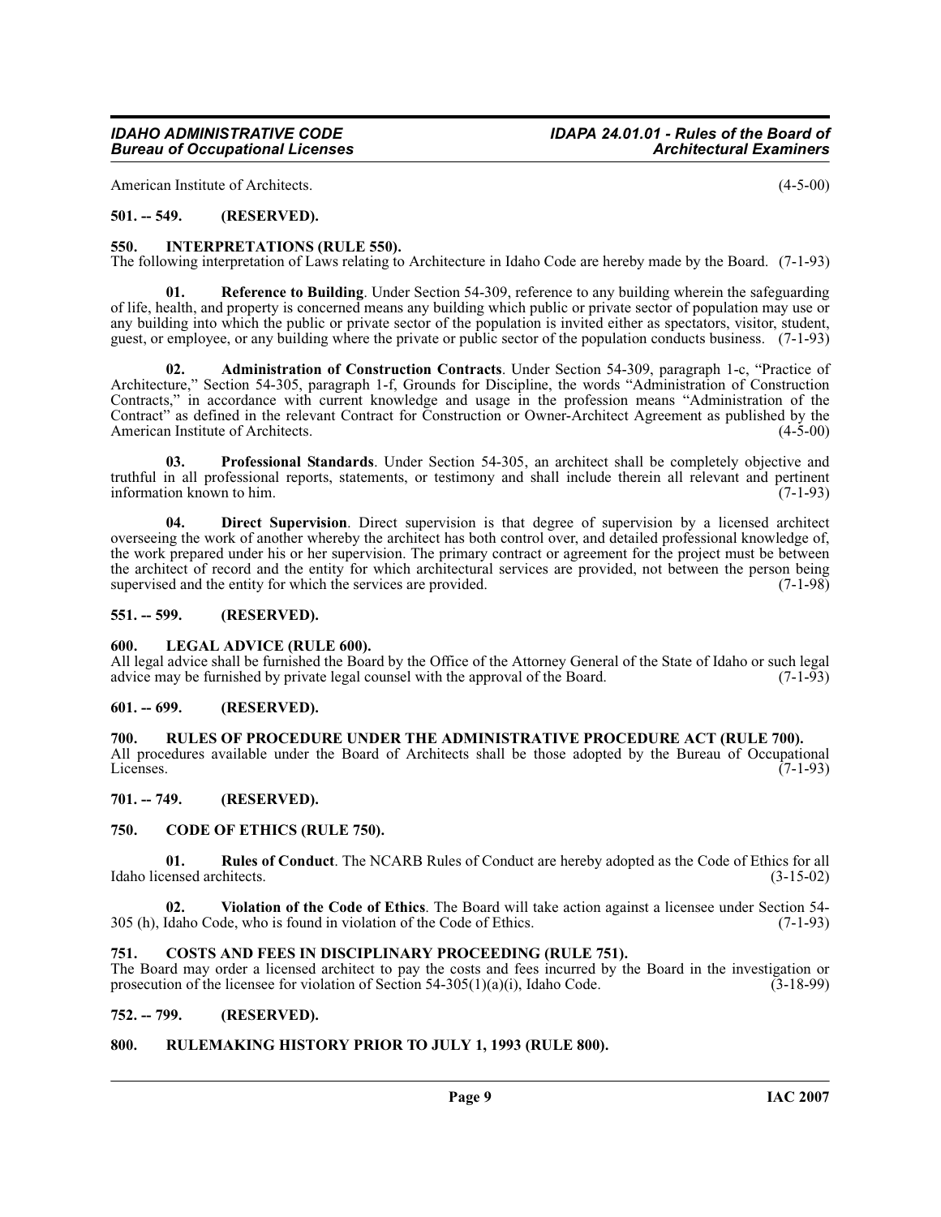American Institute of Architects. (4-5-00)

## 501. -- 549. (RESERVED).

## 550. INTERPRETATIONS (RULE 550).

The following interpretation of Laws relating to Architecture in Idaho Code are hereby made by the Board. (7-1-93)

**01. Reference to Building**. Under Section 54-309, reference to any building wherein the safeguarding of life, health, and property is concerned means any building which public or private sector of population may use or any building into which the public or private sector of the population is invited either as spectators, visitor, student, guest, or employee, or any building where the private or public sector of the population conducts business. (7-1-93)

**02. Administration of Construction Contracts**. Under Section 54-309, paragraph 1-c, "Practice of Architecture," Section 54-305, paragraph 1-f, Grounds for Discipline, the words "Administration of Construction Contracts," in accordance with current knowledge and usage in the profession means "Administration of the Contract" as defined in the relevant Contract for Construction or Owner-Architect Agreement as published by the American Institute of Architects. (4-5-00)

**03. Professional Standards**. Under Section 54-305, an architect shall be completely objective and truthful in all professional reports, statements, or testimony and shall include therein all relevant and pertinent information known to him. (7-1-93)

**04. Direct Supervision**. Direct supervision is that degree of supervision by a licensed architect overseeing the work of another whereby the architect has both control over, and detailed professional knowledge of, the work prepared under his or her supervision. The primary contract or agreement for the project must be between the architect of record and the entity for which architectural services are provided, not between the person being supervised and the entity for which the services are provided. (7-1-98)

## 551. -- 599. (RESERVED).

## 600. LEGAL ADVICE (RULE 600).

All legal advice shall be furnished the Board by the Office of the Attorney General of the State of Idaho or such legal advice may be furnished by private legal counsel with the approval of the Board. (7-1-93)

## 601. -- 699. (RESERVED).

## 700. RULES OF PROCEDURE UNDER THE ADMINISTRATIVE PROCEDURE ACT (RULE 700).

All procedures available under the Board of Architects shall be those adopted by the Bureau of Occupational Licenses. (7-1-93)

## 701. -- 749. (RESERVED).

## 750. CODE OF ETHICS (RULE 750).

**01. Rules of Conduct**. The NCARB Rules of Conduct are hereby adopted as the Code of Ethics for all Idaho licensed architects. (3-15-02)

**02. Violation of the Code of Ethics**. The Board will take action against a licensee under Section 54-305 (h), Idaho Code, who is found in violation of the Code of Ethics. (7-1-93)

## 751. COSTS AND FEES IN DISCIPLINARY PROCEEDING (RULE 751).

The Board may order a licensed architect to pay the costs and fees incurred by the Board in the investigation or prosecution of the licensee for violation of Section 54-305(1)(a)(i), Idaho Code. (3-18-99)

## 752. -- 799. (RESERVED).

## 800. RULEMAKING HISTORY PRIOR TO JULY 1, 1993 (RULE 800).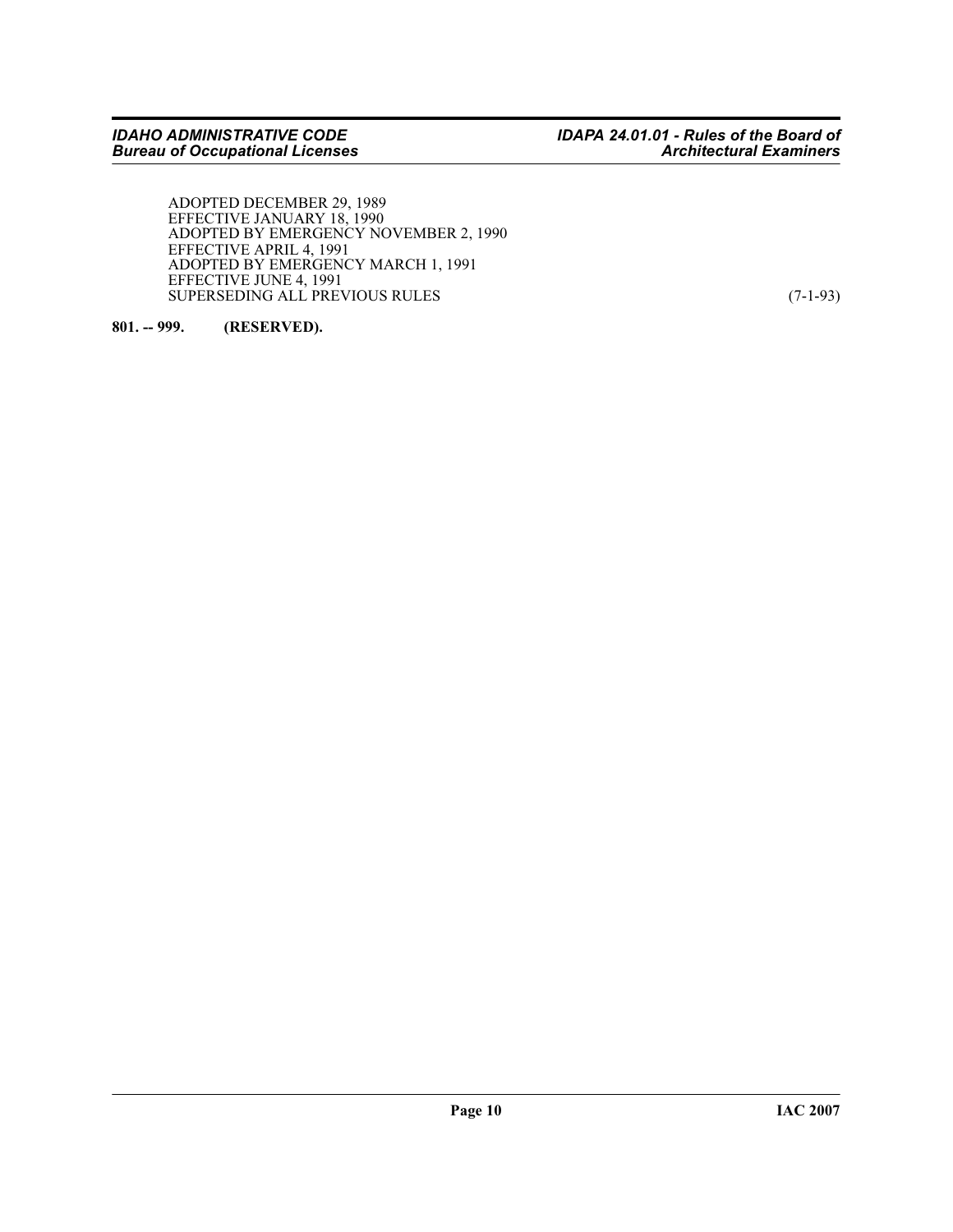ADOPTED DECEMBER 29, 1989
EFFECTIVE JANUARY 18, 1990
ADOPTED BY EMERGENCY NOVEMBER 2, 1990
EFFECTIVE APRIL 4, 1991
ADOPTED BY EMERGENCY MARCH 1, 1991
EFFECTIVE JUNE 4, 1991
SUPERSEDING ALL PREVIOUS RULES (7-1-93)

**801. -- 999. (RESERVED).**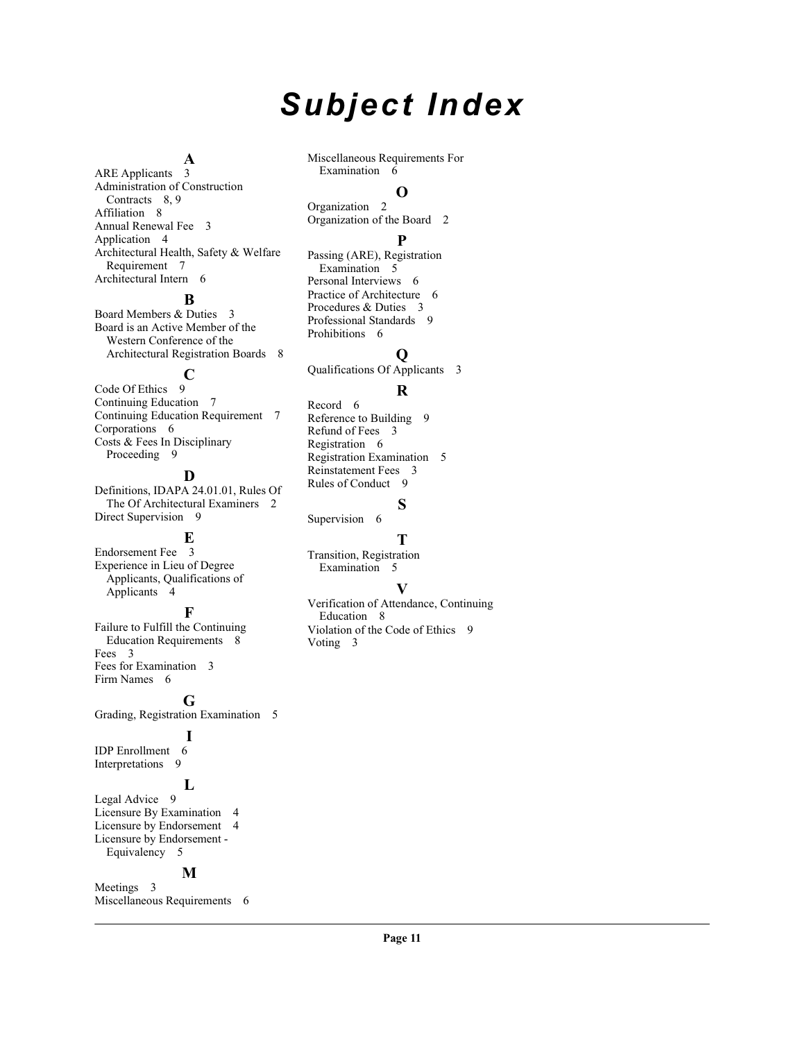# Subject Index

**A**

ARE Applicants 3
Administration of Construction Contracts 8, 9
Affiliation 8
Annual Renewal Fee 3
Application 4
Architectural Health, Safety & Welfare Requirement 7
Architectural Intern 6

**B**

Board Members & Duties 3
Board is an Active Member of the Western Conference of the Architectural Registration Boards 8

**C**

Code Of Ethics 9
Continuing Education 7
Continuing Education Requirement 7
Corporations 6
Costs & Fees In Disciplinary Proceeding 9

**D**

Definitions, IDAPA 24.01.01, Rules Of The Of Architectural Examiners 2
Direct Supervision 9

**E**

Endorsement Fee 3
Experience in Lieu of Degree Applicants, Qualifications of Applicants 4

**F**

Failure to Fulfill the Continuing Education Requirements 8
Fees 3
Fees for Examination 3
Firm Names 6

**G**

Grading, Registration Examination 5

**I**

IDP Enrollment 6
Interpretations 9

**L**

Legal Advice 9
Licensure By Examination 4
Licensure by Endorsement 4
Licensure by Endorsement - Equivalency 5

**M**

Meetings 3
Miscellaneous Requirements 6
Miscellaneous Requirements For Examination 6

**O**

Organization 2
Organization of the Board 2

**P**

Passing (ARE), Registration Examination 5
Personal Interviews 6
Practice of Architecture 6
Procedures & Duties 3
Professional Standards 9
Prohibitions 6

**Q**

Qualifications Of Applicants 3

**R**

Record 6
Reference to Building 9
Refund of Fees 3
Registration 6
Registration Examination 5
Reinstatement Fees 3
Rules of Conduct 9

**S**

Supervision 6

**T**

Transition, Registration Examination 5

**V**

Verification of Attendance, Continuing Education 8
Violation of the Code of Ethics 9
Voting 3